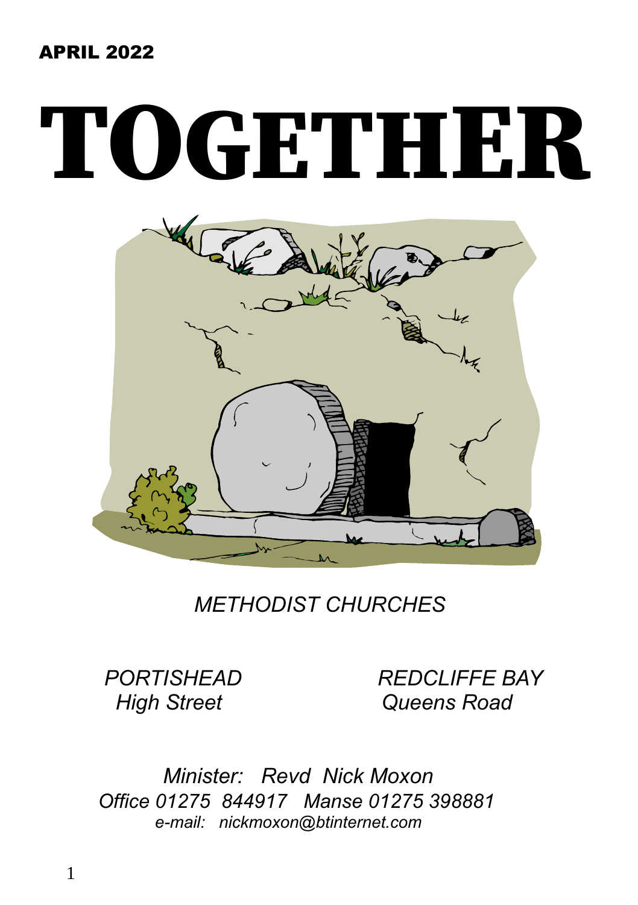**APRIL 2022**

# TOGETHER

*METHODIST CHURCHES*

*PORTISHEAD*
*High Street*

*REDCLIFFE BAY*
*Queens Road*

*Minister: Revd Nick Moxon*
*Office 01275 844917 Manse 01275 398881*
*e-mail: nickmoxon@btinternet.com*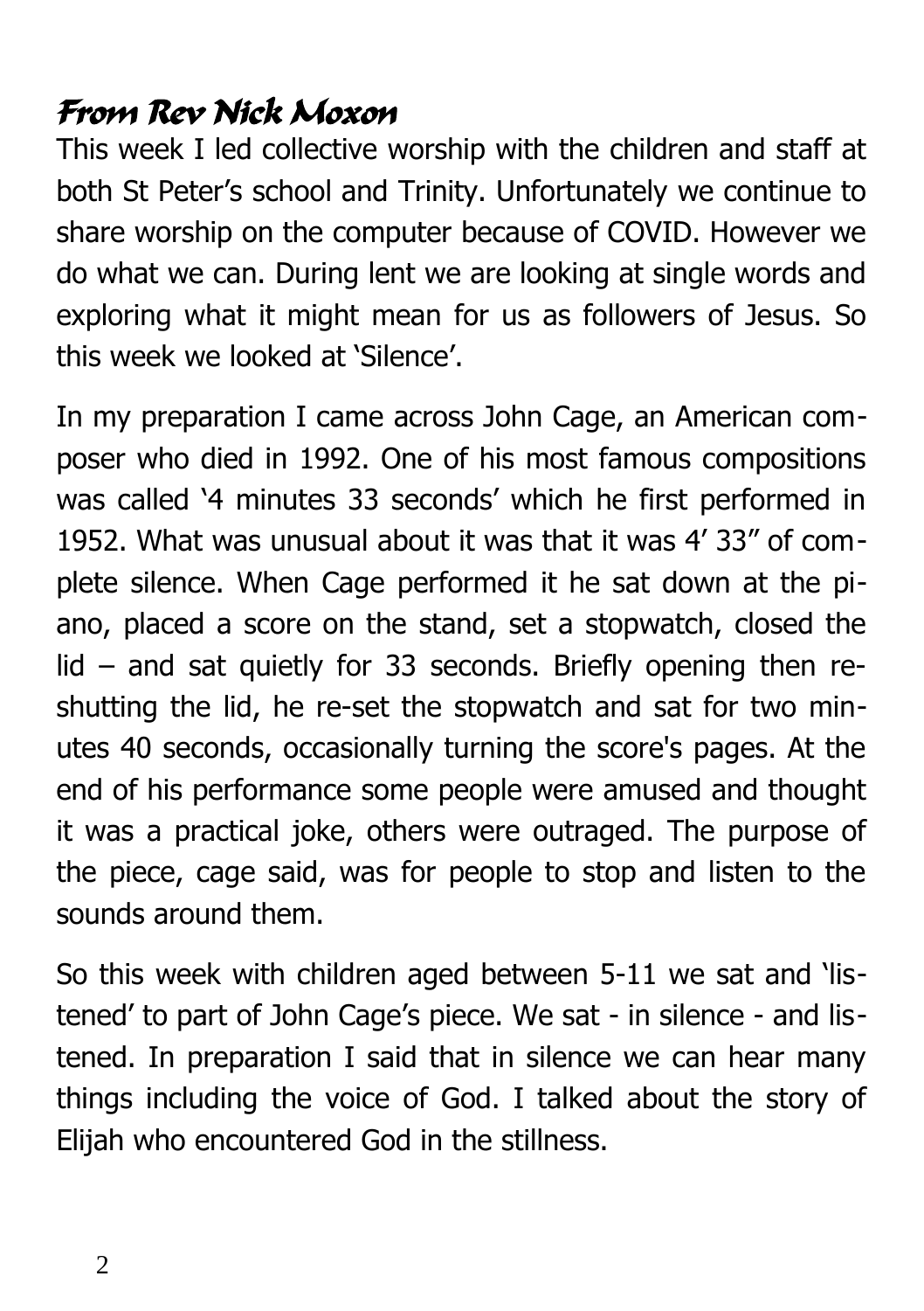## From Rev Nick Moxon

This week I led collective worship with the children and staff at both St Peter's school and Trinity. Unfortunately we continue to share worship on the computer because of COVID. However we do what we can. During lent we are looking at single words and exploring what it might mean for us as followers of Jesus. So this week we looked at 'Silence'.

In my preparation I came across John Cage, an American composer who died in 1992. One of his most famous compositions was called '4 minutes 33 seconds' which he first performed in 1952. What was unusual about it was that it was 4' 33" of complete silence. When Cage performed it he sat down at the piano, placed a score on the stand, set a stopwatch, closed the lid – and sat quietly for 33 seconds. Briefly opening then re-shutting the lid, he re-set the stopwatch and sat for two minutes 40 seconds, occasionally turning the score's pages. At the end of his performance some people were amused and thought it was a practical joke, others were outraged. The purpose of the piece, cage said, was for people to stop and listen to the sounds around them.

So this week with children aged between 5-11 we sat and 'listened' to part of John Cage's piece. We sat - in silence - and listened. In preparation I said that in silence we can hear many things including the voice of God. I talked about the story of Elijah who encountered God in the stillness.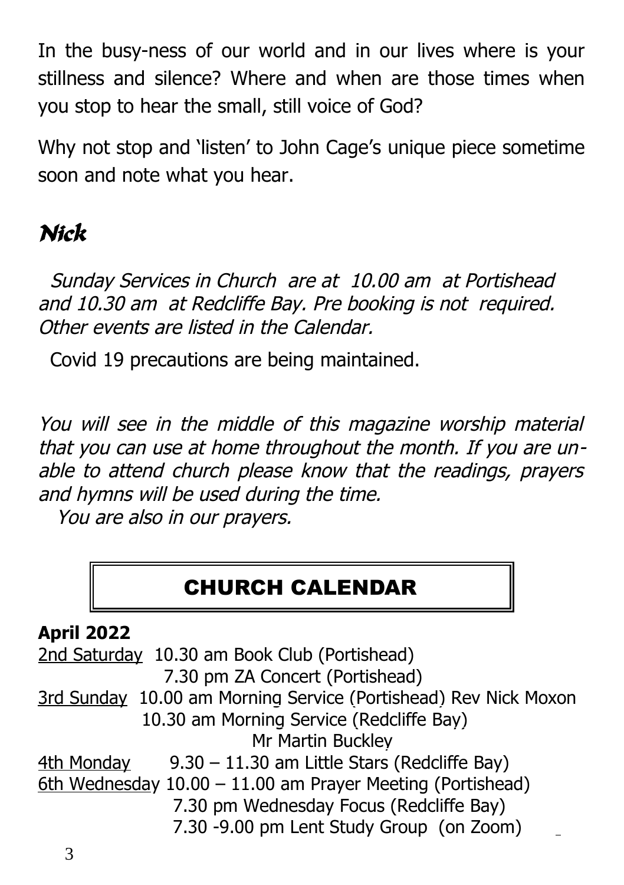In the busy-ness of our world and in our lives where is your stillness and silence? Where and when are those times when you stop to hear the small, still voice of God?

Why not stop and 'listen' to John Cage's unique piece sometime soon and note what you hear.

***Nick***

*Sunday Services in Church are at 10.00 am at Portishead and 10.30 am at Redcliffe Bay. Pre booking is not required. Other events are listed in the Calendar.*

Covid 19 precautions are being maintained.

*You will see in the middle of this magazine worship material that you can use at home throughout the month. If you are unable to attend church please know that the readings, prayers and hymns will be used during the time.*
*You are also in our prayers.*

## CHURCH CALENDAR

**April 2022**

2nd Saturday 10.30 am Book Club (Portishead)
7.30 pm ZA Concert (Portishead)

3rd Sunday 10.00 am Morning Service (Portishead) Rev Nick Moxon
10.30 am Morning Service (Redcliffe Bay)
Mr Martin Buckley

4th Monday 9.30 – 11.30 am Little Stars (Redcliffe Bay)

6th Wednesday 10.00 – 11.00 am Prayer Meeting (Portishead)
7.30 pm Wednesday Focus (Redcliffe Bay)
7.30 -9.00 pm Lent Study Group (on Zoom)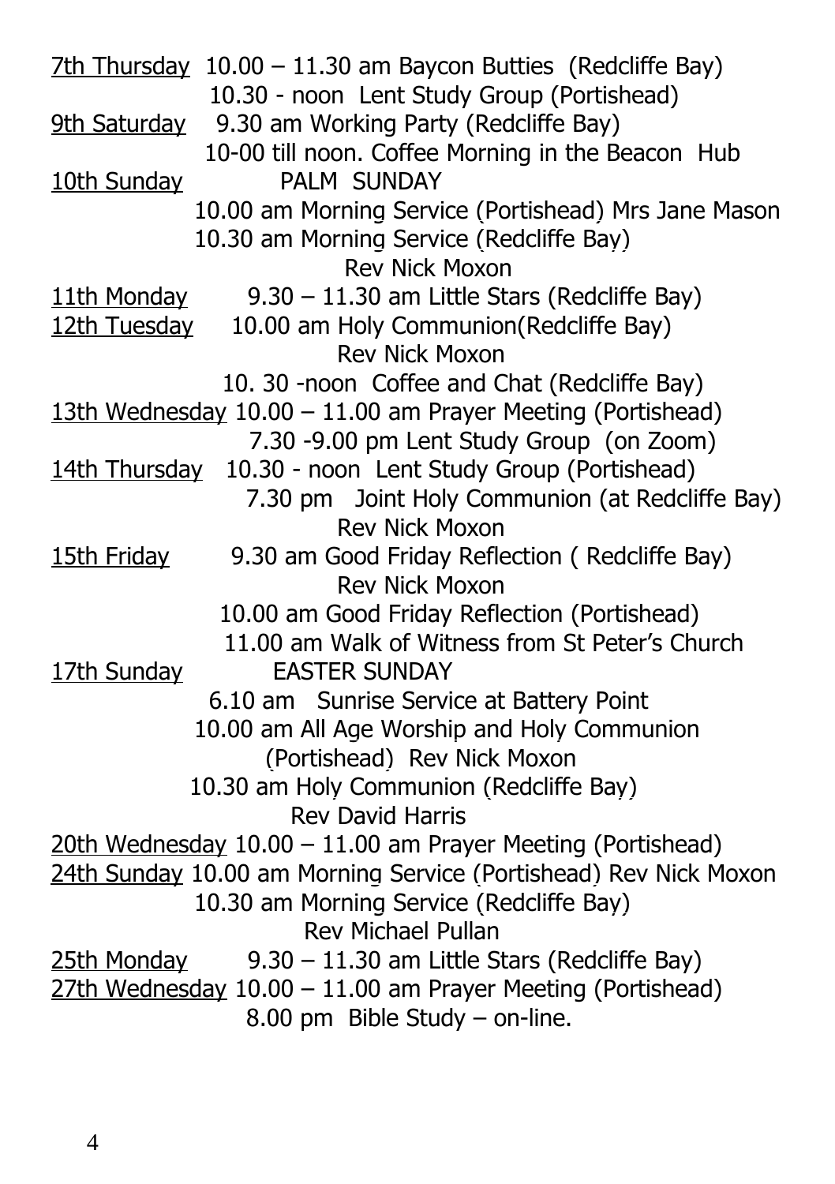<u>7th Thursday</u> 10.00 – 11.30 am Baycon Butties (Redcliffe Bay)
10.30 - noon Lent Study Group (Portishead)

<u>9th Saturday</u> 9.30 am Working Party (Redcliffe Bay)
10-00 till noon. Coffee Morning in the Beacon Hub

<u>10th Sunday</u> PALM SUNDAY
10.00 am Morning Service (Portishead) Mrs Jane Mason
10.30 am Morning Service (Redcliffe Bay)
Rev Nick Moxon

<u>11th Monday</u> 9.30 – 11.30 am Little Stars (Redcliffe Bay)

<u>12th Tuesday</u> 10.00 am Holy Communion(Redcliffe Bay)
Rev Nick Moxon
10. 30 -noon Coffee and Chat (Redcliffe Bay)

<u>13th Wednesday</u> 10.00 – 11.00 am Prayer Meeting (Portishead)
7.30 -9.00 pm Lent Study Group (on Zoom)

<u>14th Thursday</u> 10.30 - noon Lent Study Group (Portishead)
7.30 pm Joint Holy Communion (at Redcliffe Bay)
Rev Nick Moxon

<u>15th Friday</u> 9.30 am Good Friday Reflection ( Redcliffe Bay)
Rev Nick Moxon
10.00 am Good Friday Reflection (Portishead)
11.00 am Walk of Witness from St Peter's Church

<u>17th Sunday</u> EASTER SUNDAY
6.10 am Sunrise Service at Battery Point
10.00 am All Age Worship and Holy Communion
(Portishead) Rev Nick Moxon
10.30 am Holy Communion (Redcliffe Bay)
Rev David Harris

<u>20th Wednesday</u> 10.00 – 11.00 am Prayer Meeting (Portishead)

<u>24th Sunday</u> 10.00 am Morning Service (Portishead) Rev Nick Moxon
10.30 am Morning Service (Redcliffe Bay)
Rev Michael Pullan

<u>25th Monday</u> 9.30 – 11.30 am Little Stars (Redcliffe Bay)

<u>27th Wednesday</u> 10.00 – 11.00 am Prayer Meeting (Portishead)
8.00 pm Bible Study – on-line.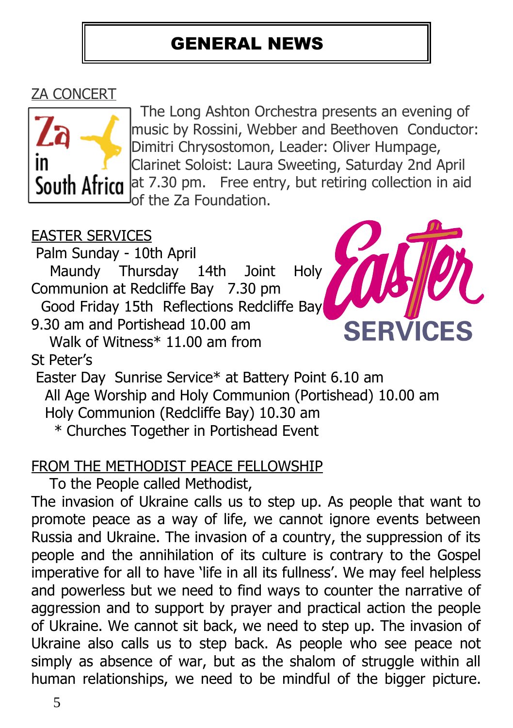# GENERAL NEWS

## ZA CONCERT

The Long Ashton Orchestra presents an evening of music by Rossini, Webber and Beethoven Conductor: Dimitri Chrysostomon, Leader: Oliver Humpage, Clarinet Soloist: Laura Sweeting, Saturday 2nd April at 7.30 pm. Free entry, but retiring collection in aid of the Za Foundation.

## EASTER SERVICES

Palm Sunday - 10th April

Maundy Thursday 14th Joint Holy Communion at Redcliffe Bay 7.30 pm

Good Friday 15th Reflections Redcliffe Bay 9.30 am and Portishead 10.00 am

Walk of Witness* 11.00 am from St Peter's

Easter Day Sunrise Service* at Battery Point 6.10 am

All Age Worship and Holy Communion (Portishead) 10.00 am

Holy Communion (Redcliffe Bay) 10.30 am

\* Churches Together in Portishead Event

## FROM THE METHODIST PEACE FELLOWSHIP

To the People called Methodist,

The invasion of Ukraine calls us to step up. As people that want to promote peace as a way of life, we cannot ignore events between Russia and Ukraine. The invasion of a country, the suppression of its people and the annihilation of its culture is contrary to the Gospel imperative for all to have 'life in all its fullness'. We may feel helpless and powerless but we need to find ways to counter the narrative of aggression and to support by prayer and practical action the people of Ukraine. We cannot sit back, we need to step up. The invasion of Ukraine also calls us to step back. As people who see peace not simply as absence of war, but as the shalom of struggle within all human relationships, we need to be mindful of the bigger picture.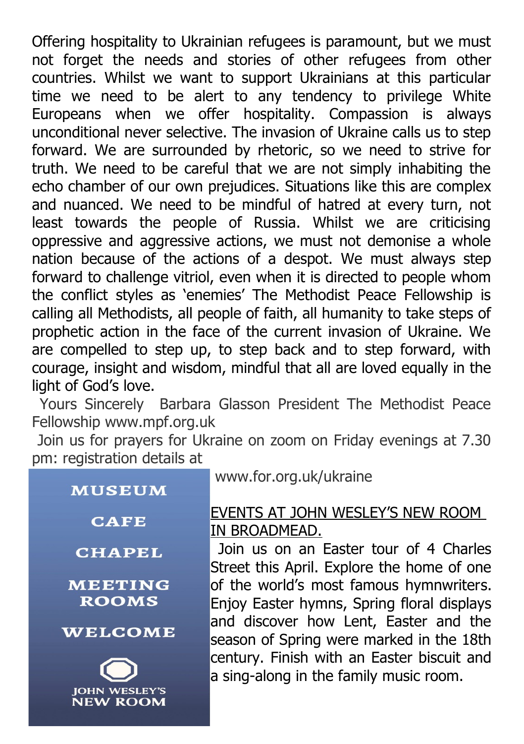Offering hospitality to Ukrainian refugees is paramount, but we must not forget the needs and stories of other refugees from other countries. Whilst we want to support Ukrainians at this particular time we need to be alert to any tendency to privilege White Europeans when we offer hospitality. Compassion is always unconditional never selective. The invasion of Ukraine calls us to step forward. We are surrounded by rhetoric, so we need to strive for truth. We need to be careful that we are not simply inhabiting the echo chamber of our own prejudices. Situations like this are complex and nuanced. We need to be mindful of hatred at every turn, not least towards the people of Russia. Whilst we are criticising oppressive and aggressive actions, we must not demonise a whole nation because of the actions of a despot. We must always step forward to challenge vitriol, even when it is directed to people whom the conflict styles as 'enemies' The Methodist Peace Fellowship is calling all Methodists, all people of faith, all humanity to take steps of prophetic action in the face of the current invasion of Ukraine. We are compelled to step up, to step back and to step forward, with courage, insight and wisdom, mindful that all are loved equally in the light of God's love.

Yours Sincerely Barbara Glasson President The Methodist Peace Fellowship www.mpf.org.uk

Join us for prayers for Ukraine on zoom on Friday evenings at 7.30 pm: registration details at www.for.org.uk/ukraine

MUSEUM

CAFE

CHAPEL

MEETING ROOMS

WELCOME

JOHN WESLEY'S NEW ROOM

## EVENTS AT JOHN WESLEY'S NEW ROOM IN BROADMEAD.

Join us on an Easter tour of 4 Charles Street this April. Explore the home of one of the world's most famous hymnwriters. Enjoy Easter hymns, Spring floral displays and discover how Lent, Easter and the season of Spring were marked in the 18th century. Finish with an Easter biscuit and a sing-along in the family music room.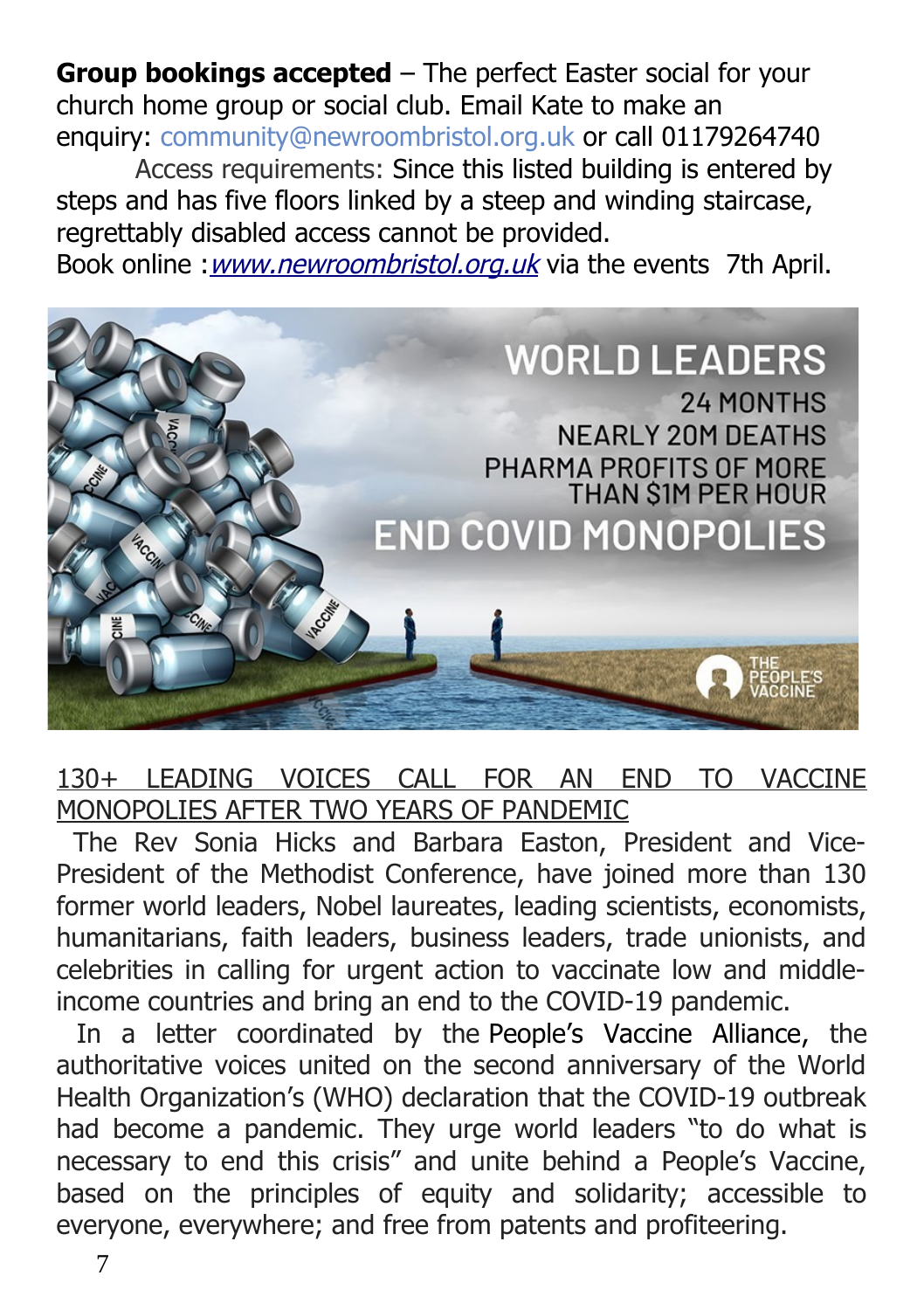**Group bookings accepted** – The perfect Easter social for your church home group or social club. Email Kate to make an enquiry: community@newroombristol.org.uk or call 01179264740

Access requirements: Since this listed building is entered by steps and has five floors linked by a steep and winding staircase, regrettably disabled access cannot be provided.

Book online :*www.newroombristol.org.uk* via the events 7th April.

WORLD LEADERS

24 MONTHS
NEARLY 20M DEATHS
PHARMA PROFITS OF MORE THAN $1M PER HOUR

END COVID MONOPOLIES

THE PEOPLE'S VACCINE

130+ LEADING VOICES CALL FOR AN END TO VACCINE MONOPOLIES AFTER TWO YEARS OF PANDEMIC

The Rev Sonia Hicks and Barbara Easton, President and Vice-President of the Methodist Conference, have joined more than 130 former world leaders, Nobel laureates, leading scientists, economists, humanitarians, faith leaders, business leaders, trade unionists, and celebrities in calling for urgent action to vaccinate low and middle-income countries and bring an end to the COVID-19 pandemic.

In a letter coordinated by the People's Vaccine Alliance, the authoritative voices united on the second anniversary of the World Health Organization's (WHO) declaration that the COVID-19 outbreak had become a pandemic. They urge world leaders "to do what is necessary to end this crisis" and unite behind a People's Vaccine, based on the principles of equity and solidarity; accessible to everyone, everywhere; and free from patents and profiteering.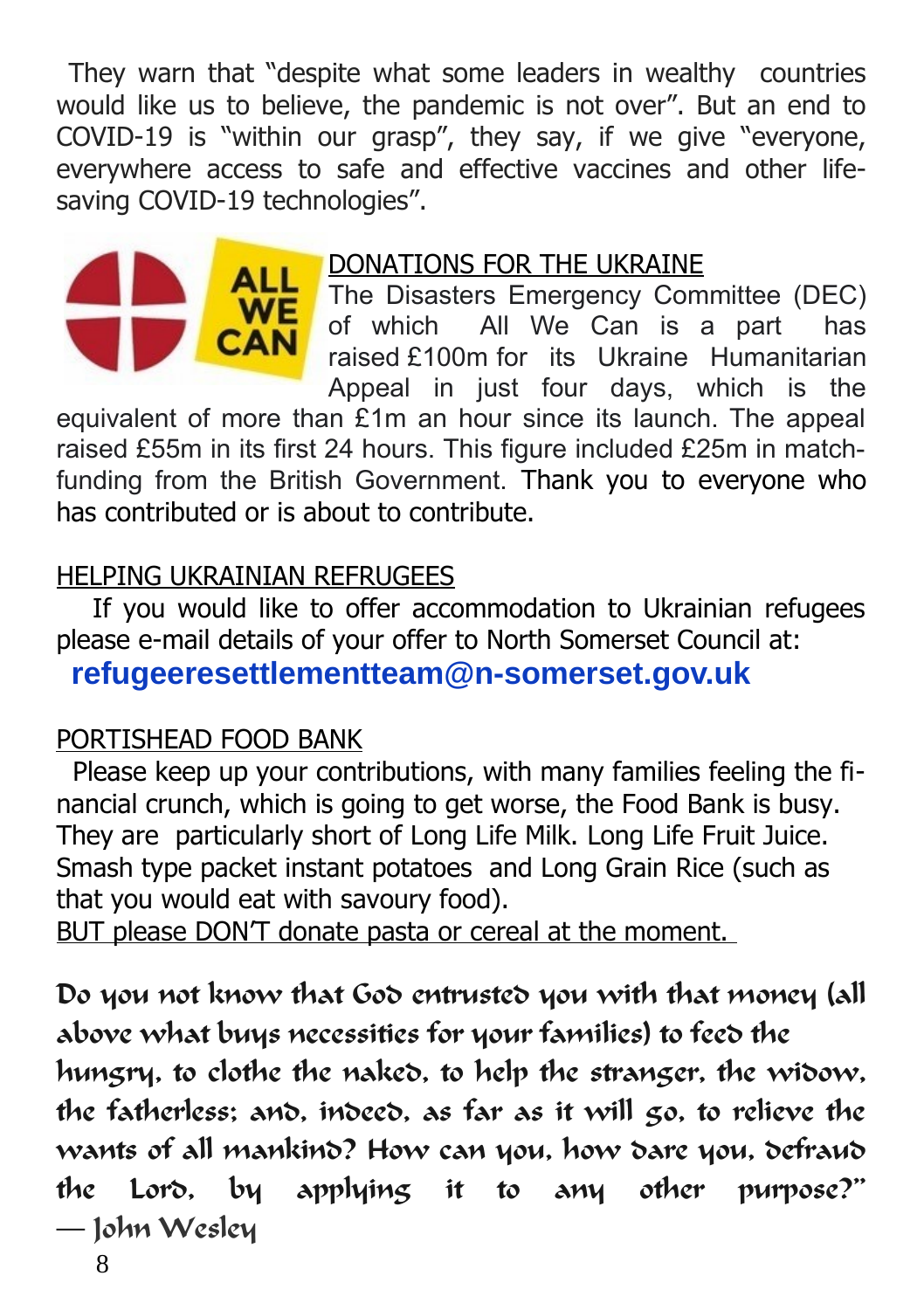They warn that "despite what some leaders in wealthy countries would like us to believe, the pandemic is not over". But an end to COVID-19 is "within our grasp", they say, if we give "everyone, everywhere access to safe and effective vaccines and other life-saving COVID-19 technologies".

## DONATIONS FOR THE UKRAINE

The Disasters Emergency Committee (DEC) of which All We Can is a part has raised £100m for its Ukraine Humanitarian Appeal in just four days, which is the equivalent of more than £1m an hour since its launch. The appeal raised £55m in its first 24 hours. This figure included £25m in match-funding from the British Government. Thank you to everyone who has contributed or is about to contribute.

## HELPING UKRAINIAN REFRUGEES

If you would like to offer accommodation to Ukrainian refugees please e-mail details of your offer to North Somerset Council at:

**refugeeresettlementteam@n-somerset.gov.uk**

## PORTISHEAD FOOD BANK

Please keep up your contributions, with many families feeling the financial crunch, which is going to get worse, the Food Bank is busy. They are particularly short of Long Life Milk. Long Life Fruit Juice. Smash type packet instant potatoes and Long Grain Rice (such as that you would eat with savoury food).

BUT please DON'T donate pasta or cereal at the moment.

*Do you not know that God entrusted you with that money (all above what buys necessities for your families) to feed the hungry, to clothe the naked, to help the stranger, the widow, the fatherless; and, indeed, as far as it will go, to relieve the wants of all mankind? How can you, how dare you, defraud the Lord, by applying it to any other purpose?"*
*— John Wesley*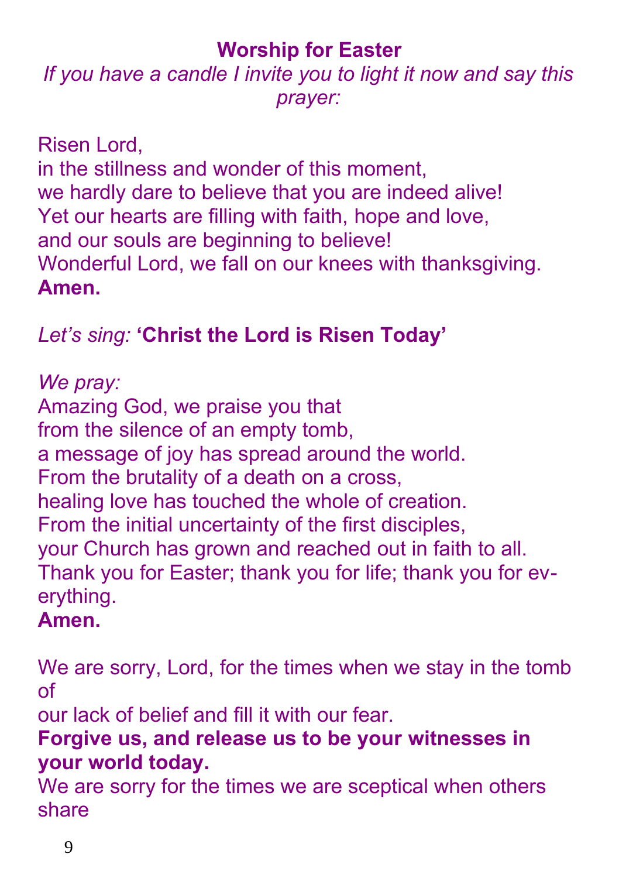## Worship for Easter

*If you have a candle I invite you to light it now and say this prayer:*

Risen Lord,
in the stillness and wonder of this moment,
we hardly dare to believe that you are indeed alive!
Yet our hearts are filling with faith, hope and love,
and our souls are beginning to believe!
Wonderful Lord, we fall on our knees with thanksgiving.
**Amen.**

*Let's sing:* **'Christ the Lord is Risen Today'**

*We pray:*
Amazing God, we praise you that
from the silence of an empty tomb,
a message of joy has spread around the world.
From the brutality of a death on a cross,
healing love has touched the whole of creation.
From the initial uncertainty of the first disciples,
your Church has grown and reached out in faith to all.
Thank you for Easter; thank you for life; thank you for everything.
**Amen.**

We are sorry, Lord, for the times when we stay in the tomb of
our lack of belief and fill it with our fear.
**Forgive us, and release us to be your witnesses in your world today.**
We are sorry for the times we are sceptical when others share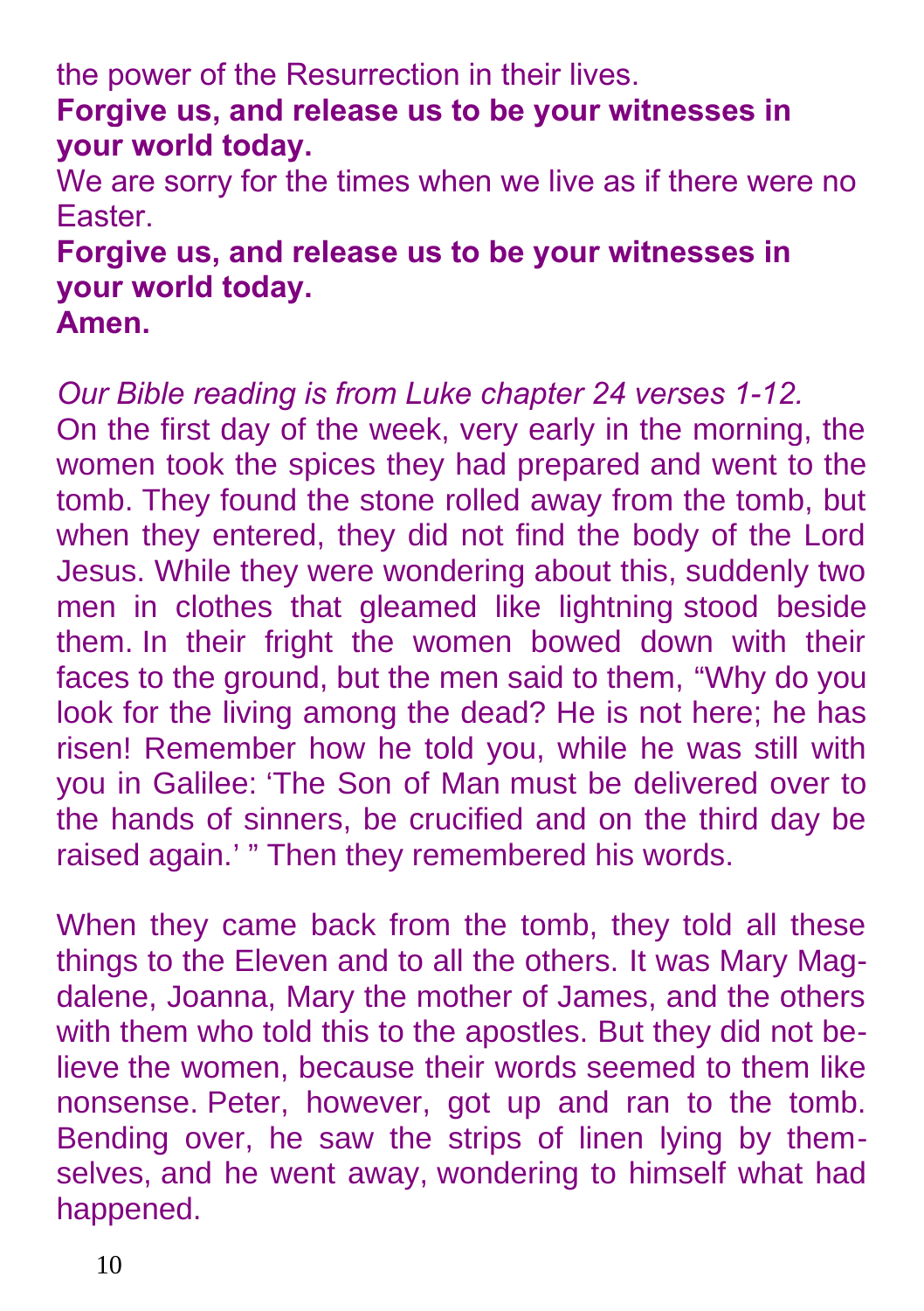the power of the Resurrection in their lives.

**Forgive us, and release us to be your witnesses in your world today.**

We are sorry for the times when we live as if there were no Easter.

**Forgive us, and release us to be your witnesses in your world today.**

**Amen.**

*Our Bible reading is from Luke chapter 24 verses 1-12.*

On the first day of the week, very early in the morning, the women took the spices they had prepared and went to the tomb. They found the stone rolled away from the tomb, but when they entered, they did not find the body of the Lord Jesus. While they were wondering about this, suddenly two men in clothes that gleamed like lightning stood beside them. In their fright the women bowed down with their faces to the ground, but the men said to them, "Why do you look for the living among the dead? He is not here; he has risen! Remember how he told you, while he was still with you in Galilee: 'The Son of Man must be delivered over to the hands of sinners, be crucified and on the third day be raised again.' " Then they remembered his words.

When they came back from the tomb, they told all these things to the Eleven and to all the others. It was Mary Magdalene, Joanna, Mary the mother of James, and the others with them who told this to the apostles. But they did not believe the women, because their words seemed to them like nonsense. Peter, however, got up and ran to the tomb. Bending over, he saw the strips of linen lying by themselves, and he went away, wondering to himself what had happened.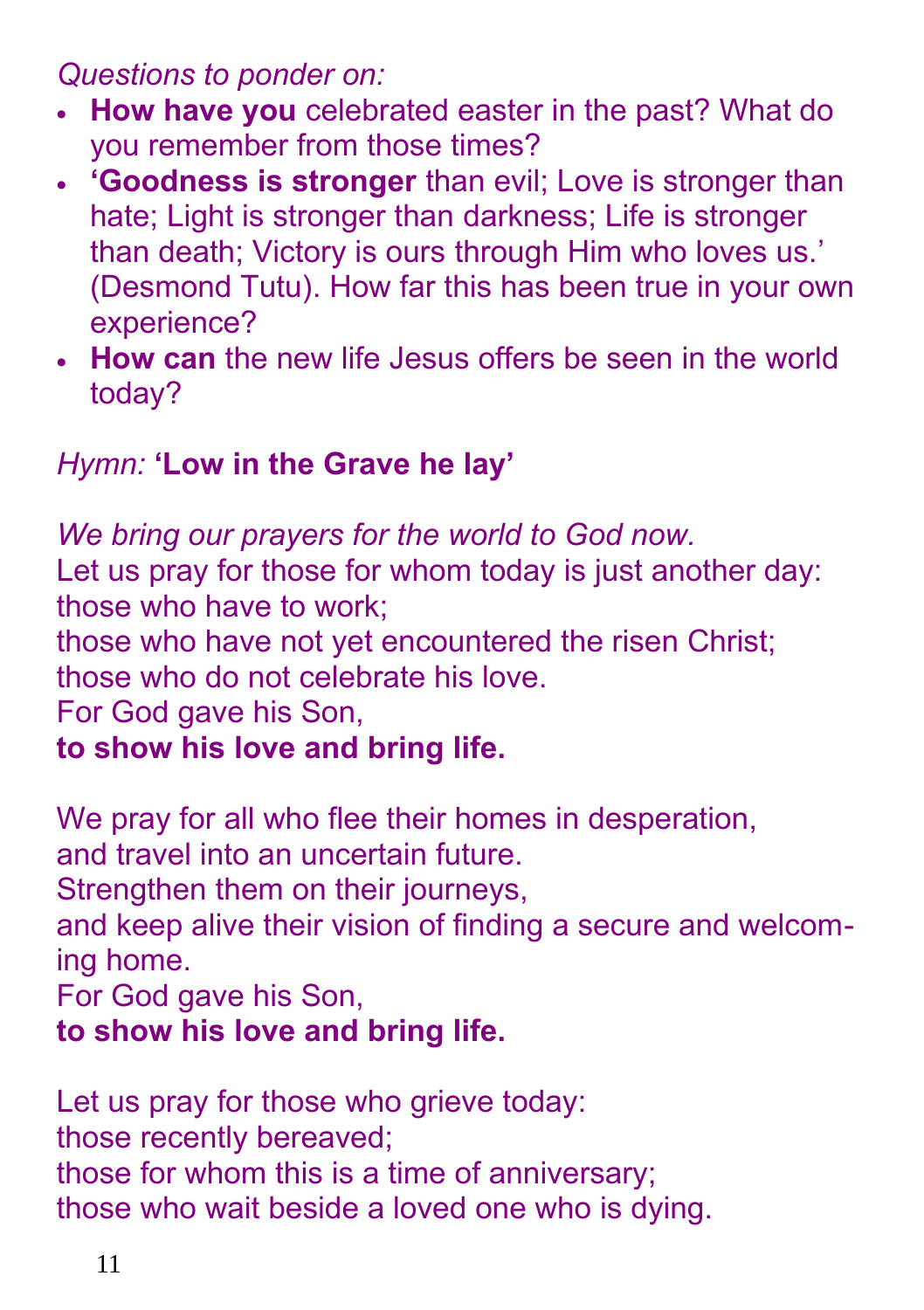*Questions to ponder on:*

- **How have you** celebrated easter in the past? What do you remember from those times?
- **'Goodness is stronger** than evil; Love is stronger than hate; Light is stronger than darkness; Life is stronger than death; Victory is ours through Him who loves us.' (Desmond Tutu). How far this has been true in your own experience?
- **How can** the new life Jesus offers be seen in the world today?

*Hymn:* **'Low in the Grave he lay'**

*We bring our prayers for the world to God now.*
Let us pray for those for whom today is just another day:
those who have to work;
those who have not yet encountered the risen Christ;
those who do not celebrate his love.
For God gave his Son,
**to show his love and bring life.**

We pray for all who flee their homes in desperation,
and travel into an uncertain future.
Strengthen them on their journeys,
and keep alive their vision of finding a secure and welcoming home.
For God gave his Son,
**to show his love and bring life.**

Let us pray for those who grieve today:
those recently bereaved;
those for whom this is a time of anniversary;
those who wait beside a loved one who is dying.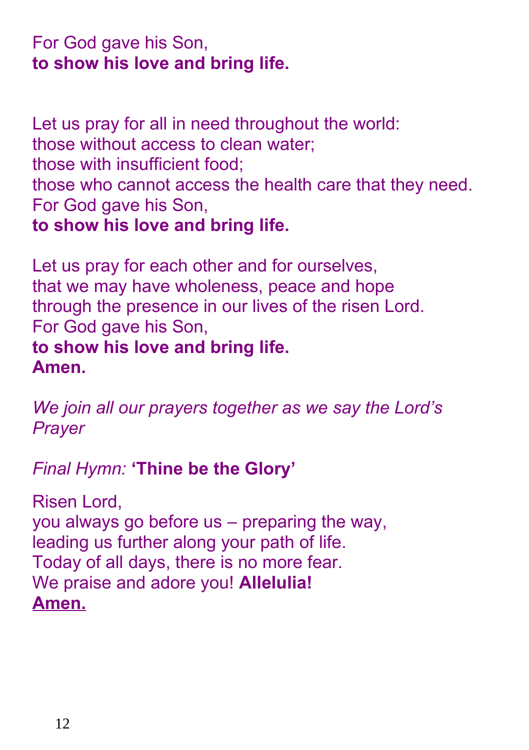For God gave his Son,
**to show his love and bring life.**

Let us pray for all in need throughout the world:
those without access to clean water;
those with insufficient food;
those who cannot access the health care that they need.
For God gave his Son,
**to show his love and bring life.**

Let us pray for each other and for ourselves,
that we may have wholeness, peace and hope
through the presence in our lives of the risen Lord.
For God gave his Son,
**to show his love and bring life.**
**Amen.**

*We join all our prayers together as we say the Lord's Prayer*

*Final Hymn:* **'Thine be the Glory'**

Risen Lord,
you always go before us – preparing the way,
leading us further along your path of life.
Today of all days, there is no more fear.
We praise and adore you! **Allelulia!**
**Amen.**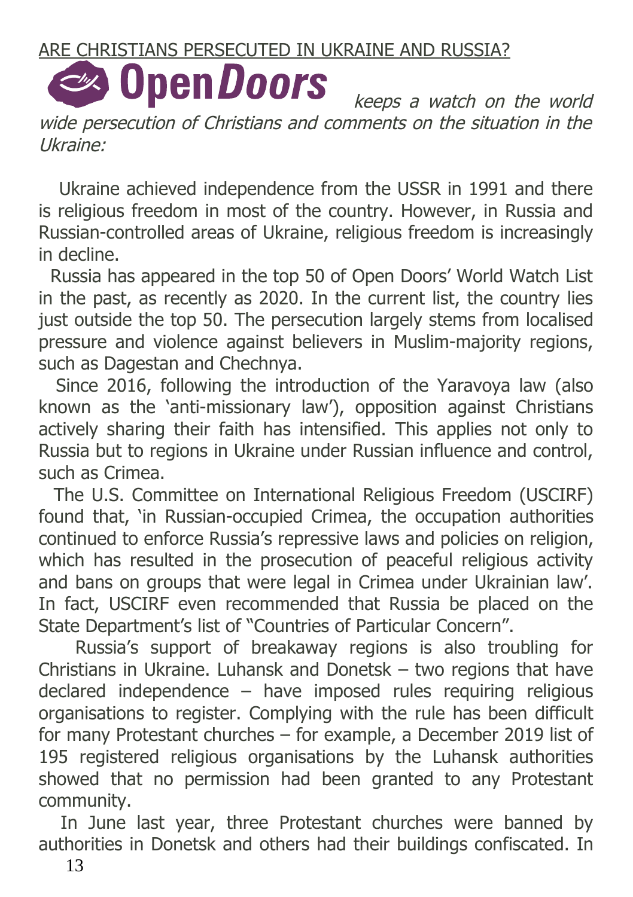ARE CHRISTIANS PERSECUTED IN UKRAINE AND RUSSIA?

**Open*Doors*** *keeps a watch on the world wide persecution of Christians and comments on the situation in the Ukraine:*

Ukraine achieved independence from the USSR in 1991 and there is religious freedom in most of the country. However, in Russia and Russian-controlled areas of Ukraine, religious freedom is increasingly in decline.

Russia has appeared in the top 50 of Open Doors' World Watch List in the past, as recently as 2020. In the current list, the country lies just outside the top 50. The persecution largely stems from localised pressure and violence against believers in Muslim-majority regions, such as Dagestan and Chechnya.

Since 2016, following the introduction of the Yaravoya law (also known as the 'anti-missionary law'), opposition against Christians actively sharing their faith has intensified. This applies not only to Russia but to regions in Ukraine under Russian influence and control, such as Crimea.

The U.S. Committee on International Religious Freedom (USCIRF) found that, 'in Russian-occupied Crimea, the occupation authorities continued to enforce Russia's repressive laws and policies on religion, which has resulted in the prosecution of peaceful religious activity and bans on groups that were legal in Crimea under Ukrainian law'. In fact, USCIRF even recommended that Russia be placed on the State Department's list of "Countries of Particular Concern".

Russia's support of breakaway regions is also troubling for Christians in Ukraine. Luhansk and Donetsk – two regions that have declared independence – have imposed rules requiring religious organisations to register. Complying with the rule has been difficult for many Protestant churches – for example, a December 2019 list of 195 registered religious organisations by the Luhansk authorities showed that no permission had been granted to any Protestant community.

In June last year, three Protestant churches were banned by authorities in Donetsk and others had their buildings confiscated. In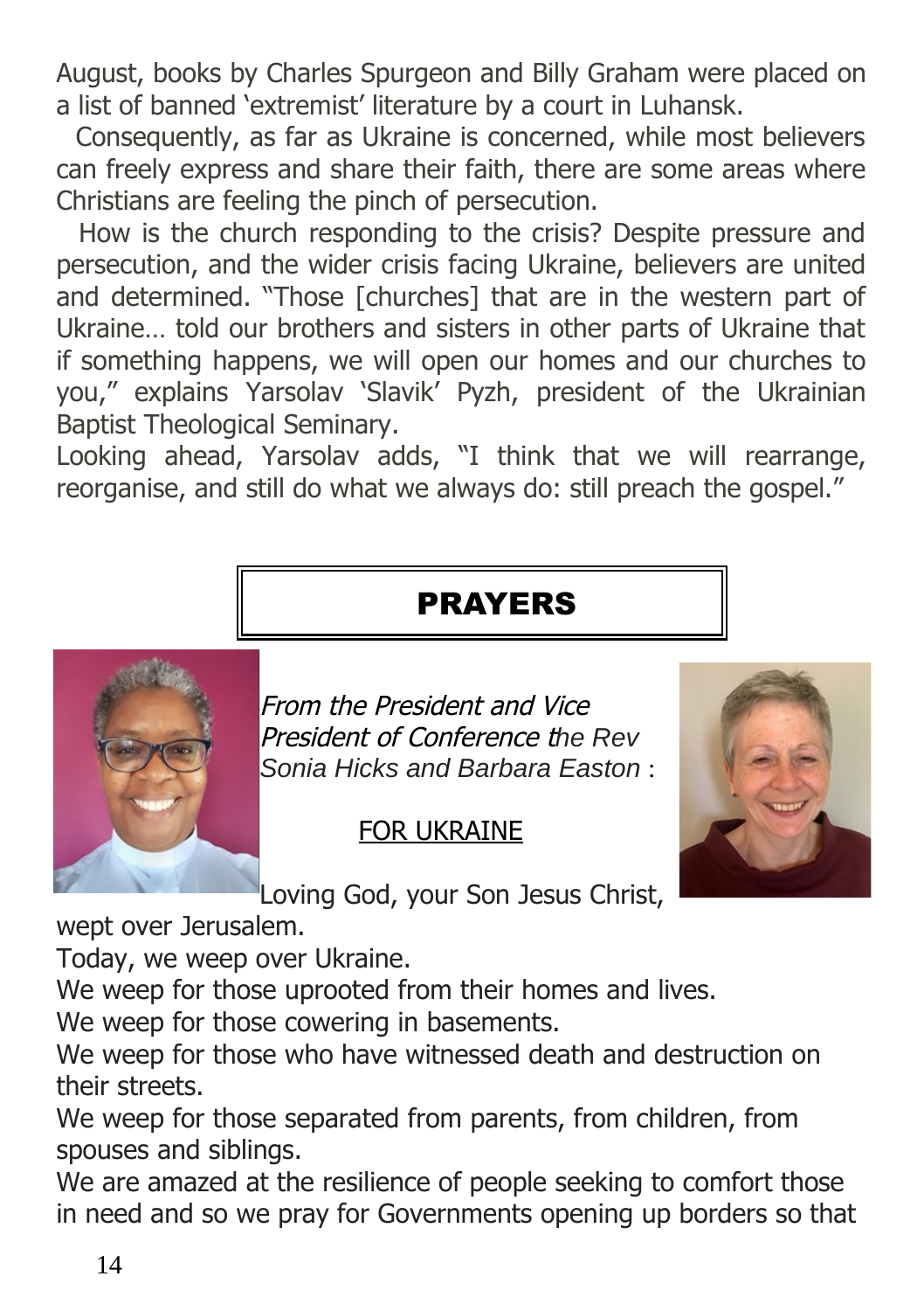August, books by Charles Spurgeon and Billy Graham were placed on a list of banned 'extremist' literature by a court in Luhansk.

Consequently, as far as Ukraine is concerned, while most believers can freely express and share their faith, there are some areas where Christians are feeling the pinch of persecution.

How is the church responding to the crisis? Despite pressure and persecution, and the wider crisis facing Ukraine, believers are united and determined. "Those [churches] that are in the western part of Ukraine… told our brothers and sisters in other parts of Ukraine that if something happens, we will open our homes and our churches to you," explains Yarsolav 'Slavik' Pyzh, president of the Ukrainian Baptist Theological Seminary.

Looking ahead, Yarsolav adds, "I think that we will rearrange, reorganise, and still do what we always do: still preach the gospel."

# PRAYERS

*From the President and Vice President of Conference the Rev Sonia Hicks and Barbara Easton* :

## FOR UKRAINE

Loving God, your Son Jesus Christ, wept over Jerusalem.
Today, we weep over Ukraine.
We weep for those uprooted from their homes and lives.
We weep for those cowering in basements.
We weep for those who have witnessed death and destruction on their streets.
We weep for those separated from parents, from children, from spouses and siblings.
We are amazed at the resilience of people seeking to comfort those in need and so we pray for Governments opening up borders so that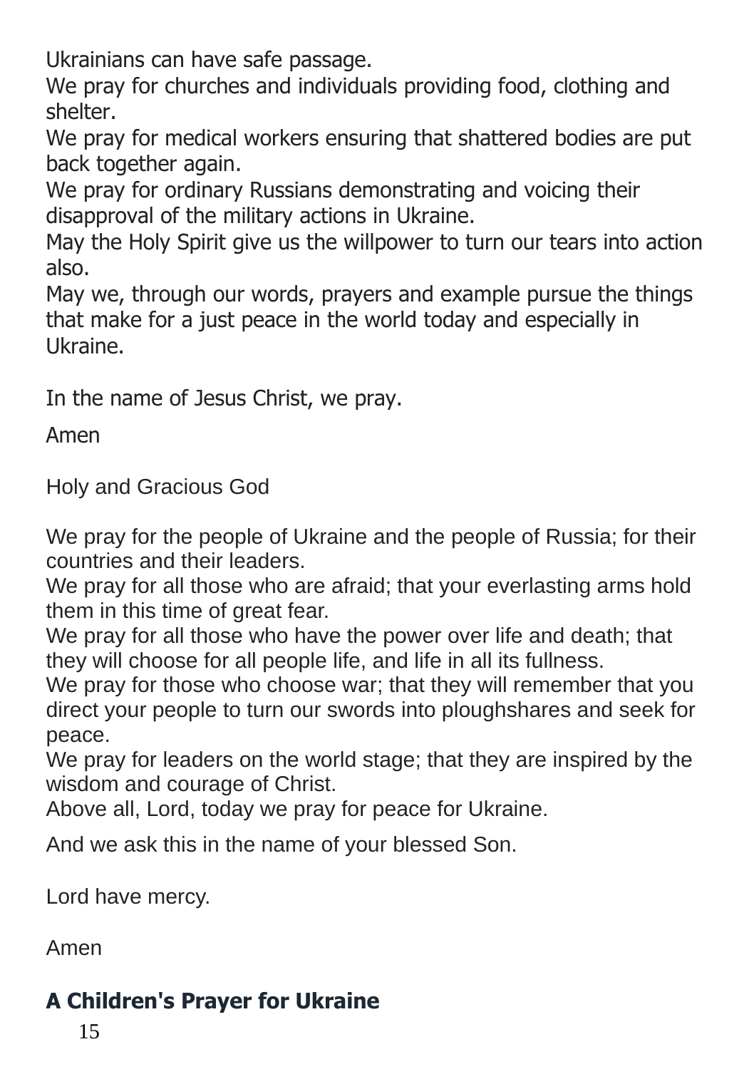Ukrainians can have safe passage.
We pray for churches and individuals providing food, clothing and shelter.
We pray for medical workers ensuring that shattered bodies are put back together again.
We pray for ordinary Russians demonstrating and voicing their disapproval of the military actions in Ukraine.
May the Holy Spirit give us the willpower to turn our tears into action also.
May we, through our words, prayers and example pursue the things that make for a just peace in the world today and especially in Ukraine.

In the name of Jesus Christ, we pray.

Amen

Holy and Gracious God

We pray for the people of Ukraine and the people of Russia; for their countries and their leaders.
We pray for all those who are afraid; that your everlasting arms hold them in this time of great fear.
We pray for all those who have the power over life and death; that they will choose for all people life, and life in all its fullness.
We pray for those who choose war; that they will remember that you direct your people to turn our swords into ploughshares and seek for peace.
We pray for leaders on the world stage; that they are inspired by the wisdom and courage of Christ.
Above all, Lord, today we pray for peace for Ukraine.

And we ask this in the name of your blessed Son.

Lord have mercy.

Amen

## A Children's Prayer for Ukraine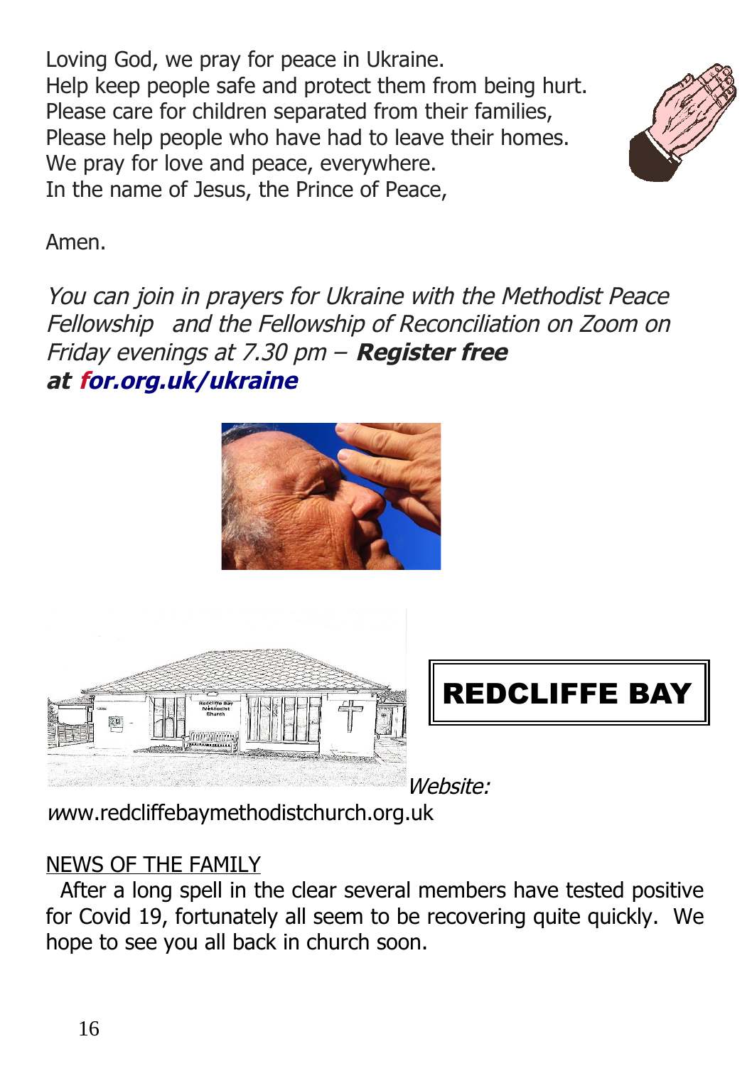Loving God, we pray for peace in Ukraine.
Help keep people safe and protect them from being hurt.
Please care for children separated from their families,
Please help people who have had to leave their homes.
We pray for love and peace, everywhere.
In the name of Jesus, the Prince of Peace,

Amen.

*You can join in prayers for Ukraine with the Methodist Peace Fellowship and the Fellowship of Reconciliation on Zoom on Friday evenings at 7.30 pm –* ***Register free at for.org.uk/ukraine***

## REDCLIFFE BAY

*Website:*
www.redcliffebaymethodistchurch.org.uk

NEWS OF THE FAMILY

After a long spell in the clear several members have tested positive for Covid 19, fortunately all seem to be recovering quite quickly. We hope to see you all back in church soon.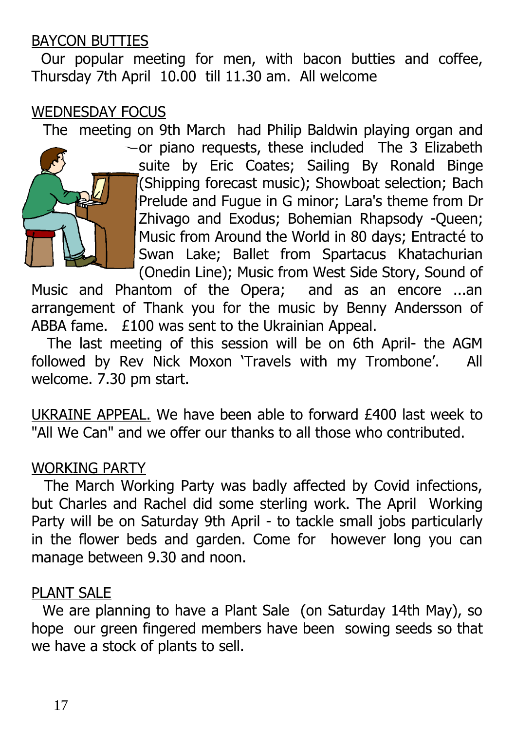BAYCON BUTTIES

Our popular meeting for men, with bacon butties and coffee, Thursday 7th April 10.00 till 11.30 am. All welcome

WEDNESDAY FOCUS

The meeting on 9th March had Philip Baldwin playing organ and or piano requests, these included The 3 Elizabeth suite by Eric Coates; Sailing By Ronald Binge (Shipping forecast music); Showboat selection; Bach Prelude and Fugue in G minor; Lara's theme from Dr Zhivago and Exodus; Bohemian Rhapsody -Queen; Music from Around the World in 80 days; Entracté to Swan Lake; Ballet from Spartacus Khatachurian (Onedin Line); Music from West Side Story, Sound of Music and Phantom of the Opera; and as an encore ...an arrangement of Thank you for the music by Benny Andersson of ABBA fame. £100 was sent to the Ukrainian Appeal.

The last meeting of this session will be on 6th April- the AGM followed by Rev Nick Moxon 'Travels with my Trombone'. All welcome. 7.30 pm start.

UKRAINE APPEAL. We have been able to forward £400 last week to "All We Can" and we offer our thanks to all those who contributed.

WORKING PARTY

The March Working Party was badly affected by Covid infections, but Charles and Rachel did some sterling work. The April Working Party will be on Saturday 9th April - to tackle small jobs particularly in the flower beds and garden. Come for however long you can manage between 9.30 and noon.

PLANT SALE

We are planning to have a Plant Sale (on Saturday 14th May), so hope our green fingered members have been sowing seeds so that we have a stock of plants to sell.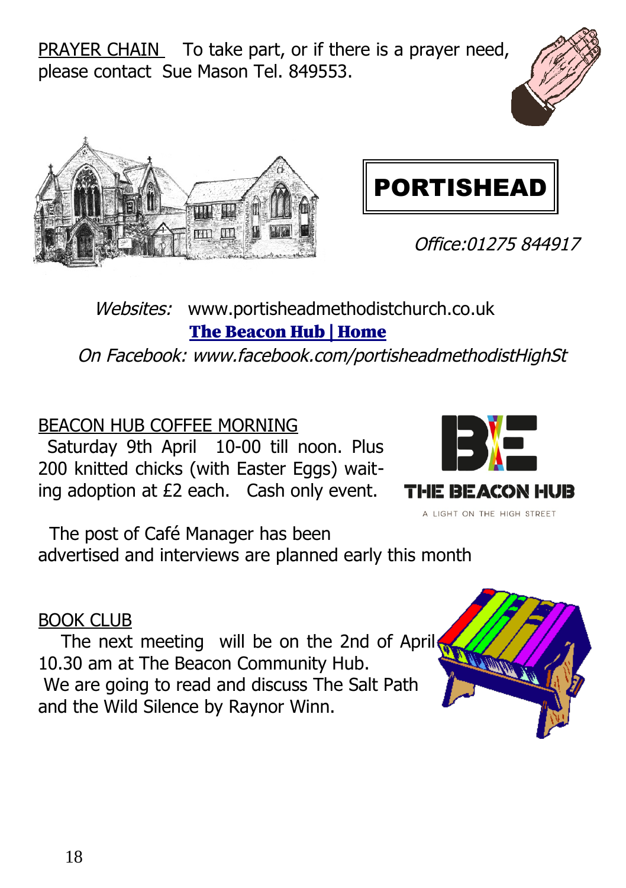PRAYER CHAIN To take part, or if there is a prayer need, please contact Sue Mason Tel. 849553.

**PORTISHEAD**

*Office:01275 844917*

*Websites:* www.portisheadmethodistchurch.co.uk
**The Beacon Hub | Home**
*On Facebook: www.facebook.com/portisheadmethodistHighSt*

BEACON HUB COFFEE MORNING

Saturday 9th April 10-00 till noon. Plus 200 knitted chicks (with Easter Eggs) waiting adoption at £2 each. Cash only event.

THE BEACON HUB
A LIGHT ON THE HIGH STREET

The post of Café Manager has been advertised and interviews are planned early this month

BOOK CLUB

The next meeting will be on the 2nd of April 10.30 am at The Beacon Community Hub.
We are going to read and discuss The Salt Path and the Wild Silence by Raynor Winn.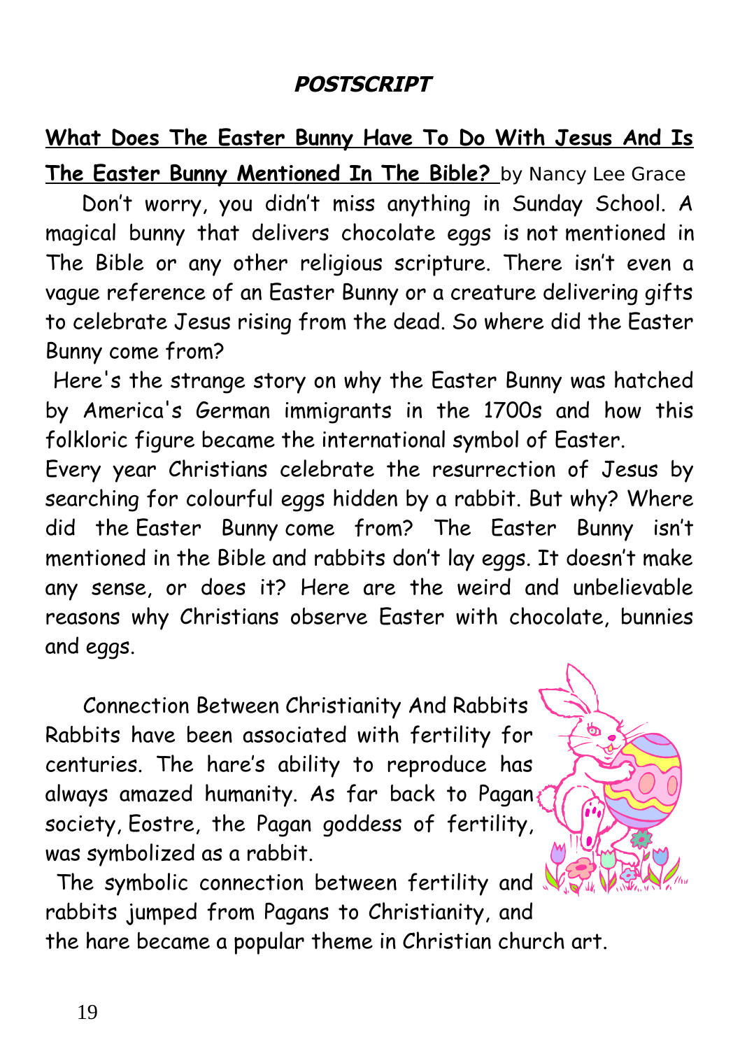## POSTSCRIPT

**What Does The Easter Bunny Have To Do With Jesus And Is The Easter Bunny Mentioned In The Bible?** by Nancy Lee Grace

Don't worry, you didn't miss anything in Sunday School. A magical bunny that delivers chocolate eggs is not mentioned in The Bible or any other religious scripture. There isn't even a vague reference of an Easter Bunny or a creature delivering gifts to celebrate Jesus rising from the dead. So where did the Easter Bunny come from?

Here's the strange story on why the Easter Bunny was hatched by America's German immigrants in the 1700s and how this folkloric figure became the international symbol of Easter.

Every year Christians celebrate the resurrection of Jesus by searching for colourful eggs hidden by a rabbit. But why? Where did the Easter Bunny come from? The Easter Bunny isn't mentioned in the Bible and rabbits don't lay eggs. It doesn't make any sense, or does it? Here are the weird and unbelievable reasons why Christians observe Easter with chocolate, bunnies and eggs.

Connection Between Christianity And Rabbits

Rabbits have been associated with fertility for centuries. The hare's ability to reproduce has always amazed humanity. As far back as Pagan society, Eostre, the Pagan goddess of fertility, was symbolized as a rabbit.

The symbolic connection between fertility and rabbits jumped from Pagans to Christianity, and the hare became a popular theme in Christian church art.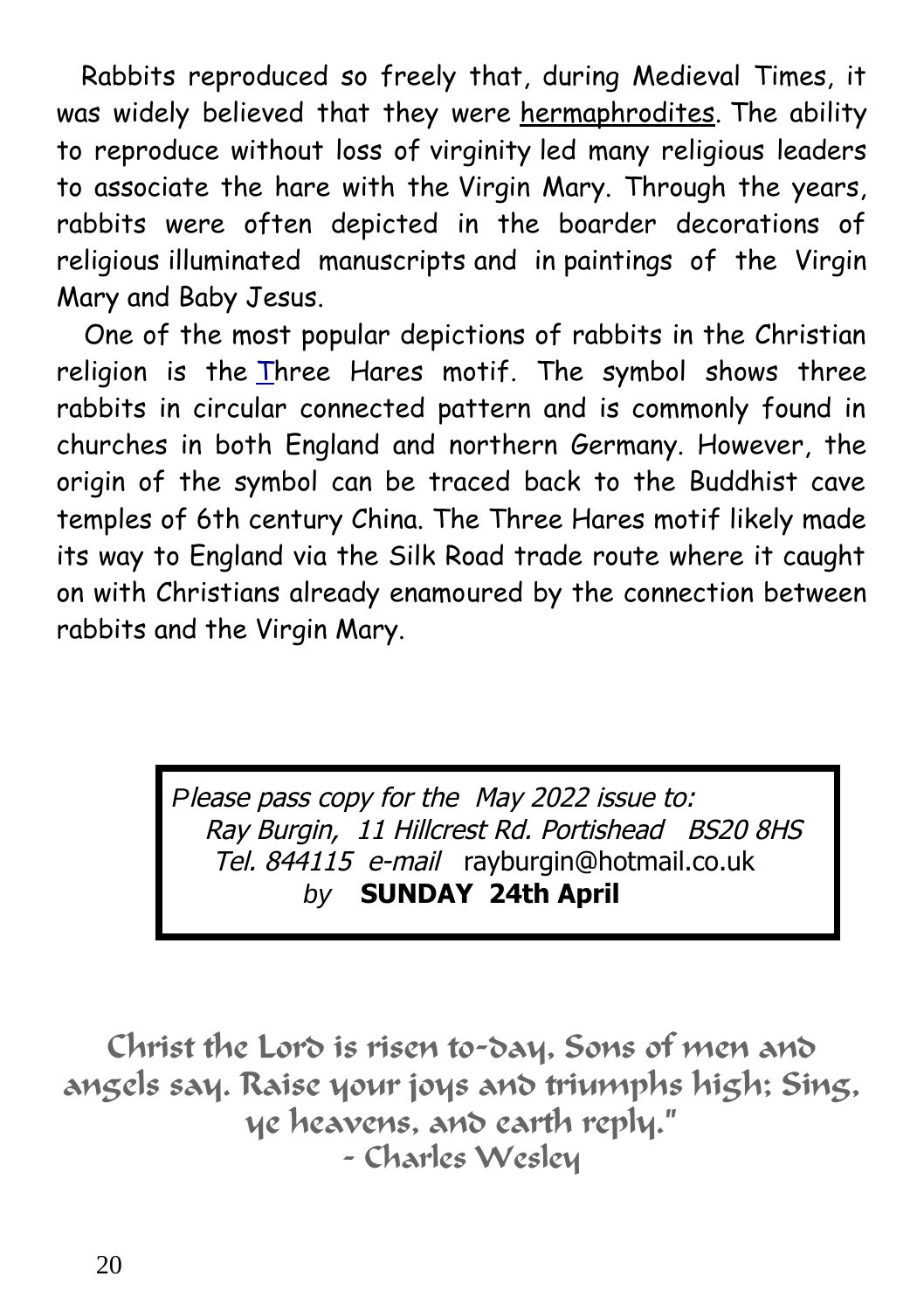Rabbits reproduced so freely that, during Medieval Times, it was widely believed that they were hermaphrodites. The ability to reproduce without loss of virginity led many religious leaders to associate the hare with the Virgin Mary. Through the years, rabbits were often depicted in the boarder decorations of religious illuminated manuscripts and in paintings of the Virgin Mary and Baby Jesus.

One of the most popular depictions of rabbits in the Christian religion is the Three Hares motif. The symbol shows three rabbits in circular connected pattern and is commonly found in churches in both England and northern Germany. However, the origin of the symbol can be traced back to the Buddhist cave temples of 6th century China. The Three Hares motif likely made its way to England via the Silk Road trade route where it caught on with Christians already enamoured by the connection between rabbits and the Virgin Mary.

*Please pass copy for the May 2022 issue to:*
*Ray Burgin, 11 Hillcrest Rd. Portishead BS20 8HS*
*Tel. 844115 e-mail* rayburgin@hotmail.co.uk
*by* **SUNDAY 24th April**

Christ the Lord is risen to-day, Sons of men and angels say. Raise your joys and triumphs high; Sing, ye heavens, and earth reply."
- Charles Wesley